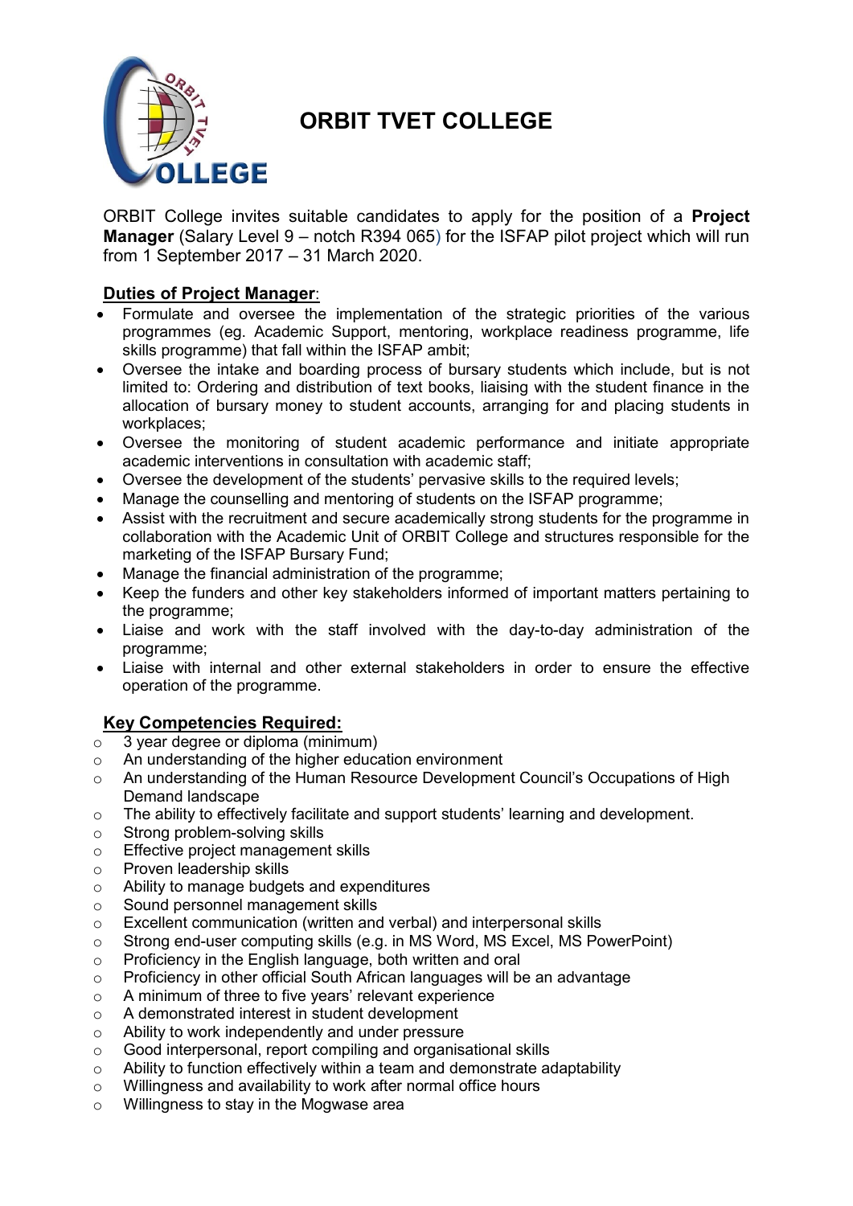# ORBIT TVET COLLEGE

ORBIT College invites suitable candidates to apply for the position of a **Project Manager** (Salary Level 9 – notch R394 065) for the ISFAP pilot project which will run from 1 September 2017 – 31 March 2020.

## Duties of Project Manager:

- Formulate and oversee the implementation of the strategic priorities of the various programmes (eg. Academic Support, mentoring, workplace readiness programme, life skills programme) that fall within the ISFAP ambit;
- Oversee the intake and boarding process of bursary students which include, but is not limited to: Ordering and distribution of text books, liaising with the student finance in the allocation of bursary money to student accounts, arranging for and placing students in workplaces;
- Oversee the monitoring of student academic performance and initiate appropriate academic interventions in consultation with academic staff;
- Oversee the development of the students' pervasive skills to the required levels;
- Manage the counselling and mentoring of students on the ISFAP programme;
- Assist with the recruitment and secure academically strong students for the programme in collaboration with the Academic Unit of ORBIT College and structures responsible for the marketing of the ISFAP Bursary Fund;
- Manage the financial administration of the programme;
- Keep the funders and other key stakeholders informed of important matters pertaining to the programme;
- Liaise and work with the staff involved with the day-to-day administration of the programme;
- Liaise with internal and other external stakeholders in order to ensure the effective operation of the programme.

## Key Competencies Required:

- 3 year degree or diploma (minimum)
- An understanding of the higher education environment
- An understanding of the Human Resource Development Council's Occupations of High Demand landscape
- The ability to effectively facilitate and support students' learning and development.
- Strong problem-solving skills
- Effective project management skills
- Proven leadership skills
- Ability to manage budgets and expenditures
- Sound personnel management skills
- Excellent communication (written and verbal) and interpersonal skills
- Strong end-user computing skills (e.g. in MS Word, MS Excel, MS PowerPoint)
- Proficiency in the English language, both written and oral
- Proficiency in other official South African languages will be an advantage
- A minimum of three to five years' relevant experience
- A demonstrated interest in student development
- Ability to work independently and under pressure
- Good interpersonal, report compiling and organisational skills
- Ability to function effectively within a team and demonstrate adaptability
- Willingness and availability to work after normal office hours
- Willingness to stay in the Mogwase area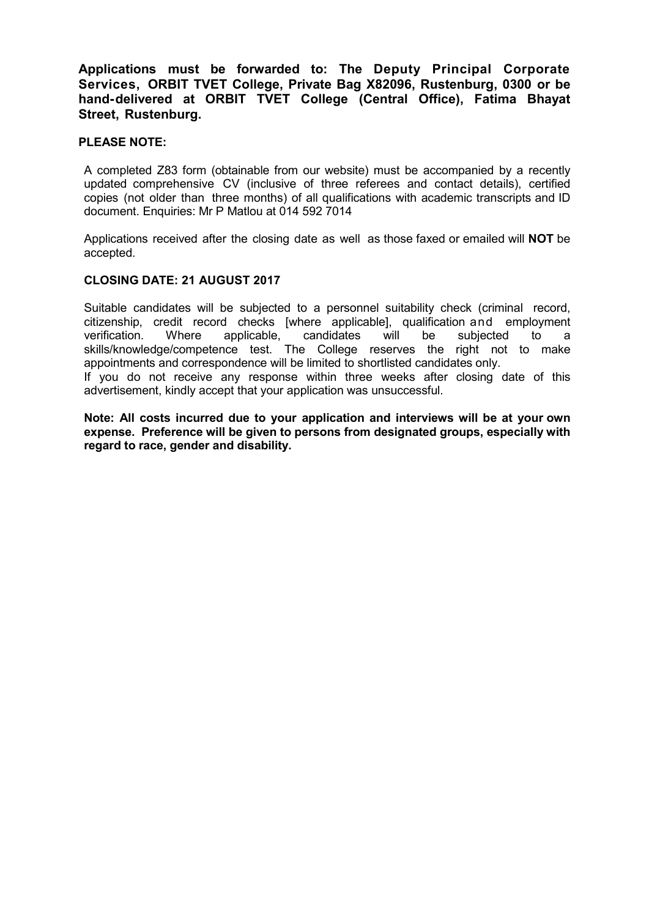**Applications must be forwarded to: The Deputy Principal Corporate Services, ORBIT TVET College, Private Bag X82096, Rustenburg, 0300 or be hand-delivered at ORBIT TVET College (Central Office), Fatima Bhayat Street, Rustenburg.**

**PLEASE NOTE:**

A completed Z83 form (obtainable from our website) must be accompanied by a recently updated comprehensive CV (inclusive of three referees and contact details), certified copies (not older than three months) of all qualifications with academic transcripts and ID document. Enquiries: Mr P Matlou at 014 592 7014

Applications received after the closing date as well as those faxed or emailed will **NOT** be accepted.

**CLOSING DATE: 21 AUGUST 2017**

Suitable candidates will be subjected to a personnel suitability check (criminal record, citizenship, credit record checks [where applicable], qualification and employment verification. Where applicable, candidates will be subjected to a skills/knowledge/competence test. The College reserves the right not to make appointments and correspondence will be limited to shortlisted candidates only.
If you do not receive any response within three weeks after closing date of this advertisement, kindly accept that your application was unsuccessful.

**Note: All costs incurred due to your application and interviews will be at your own expense. Preference will be given to persons from designated groups, especially with regard to race, gender and disability.**